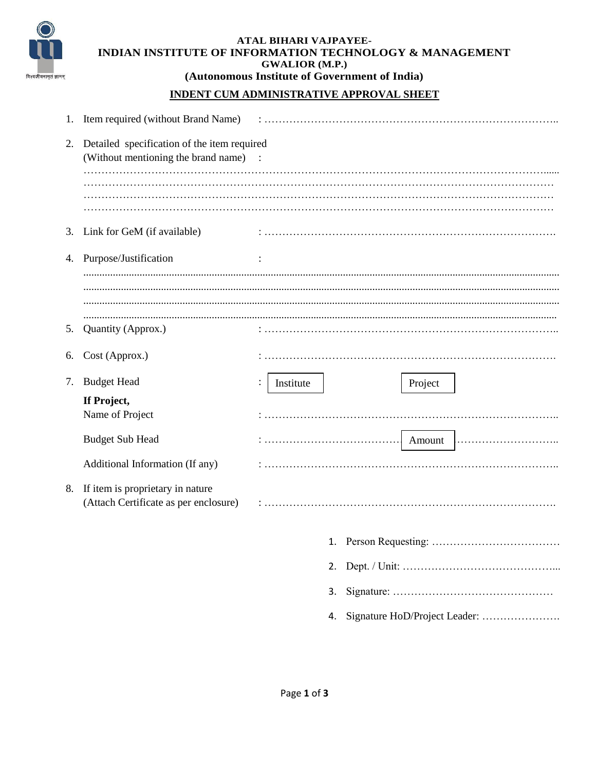विश्वजीवनामृतं ज्ञानम्

**ATAL BIHARI VAJPAYEE-**
**INDIAN INSTITUTE OF INFORMATION TECHNOLOGY & MANAGEMENT**
**GWALIOR (M.P.)**
**(Autonomous Institute of Government of India)**

## INDENT CUM ADMINISTRATIVE APPROVAL SHEET

1. Item required (without Brand Name) : ……………………………………………………………………………..

2. Detailed specification of the item required (Without mentioning the brand name) :
……………………………………………………………………………………………………………………......
………………………………………………………………………………………………………………………
………………………………………………………………………………………………………………………
………………………………………………………………………………………………………………………

3. Link for GeM (if available) : ……………………………………………………………………….

4. Purpose/Justification :
.............................................................................................................................................................
.............................................................................................................................................................
.............................................................................................................................................................
.............................................................................................................................................................

5. Quantity (Approx.) : ……………………………………………………………………………..

6. Cost (Approx.) : ……………………………………………………………………….

7. Budget Head : [ Institute ] [ Project ]

   **If Project,**
   Name of Project : ……………………………………………………………………………..

   Budget Sub Head : ………………………………… [ Amount ] ………………………..

   Additional Information (If any) : ……………………………………………………………………………..

8. If item is proprietary in nature (Attach Certificate as per enclosure) : ……………………………………………………………………….

1. Person Requesting: ………………………………
2. Dept. / Unit: ……………………………………...
3. Signature: ………………………………………
4. Signature HoD/Project Leader: ………………….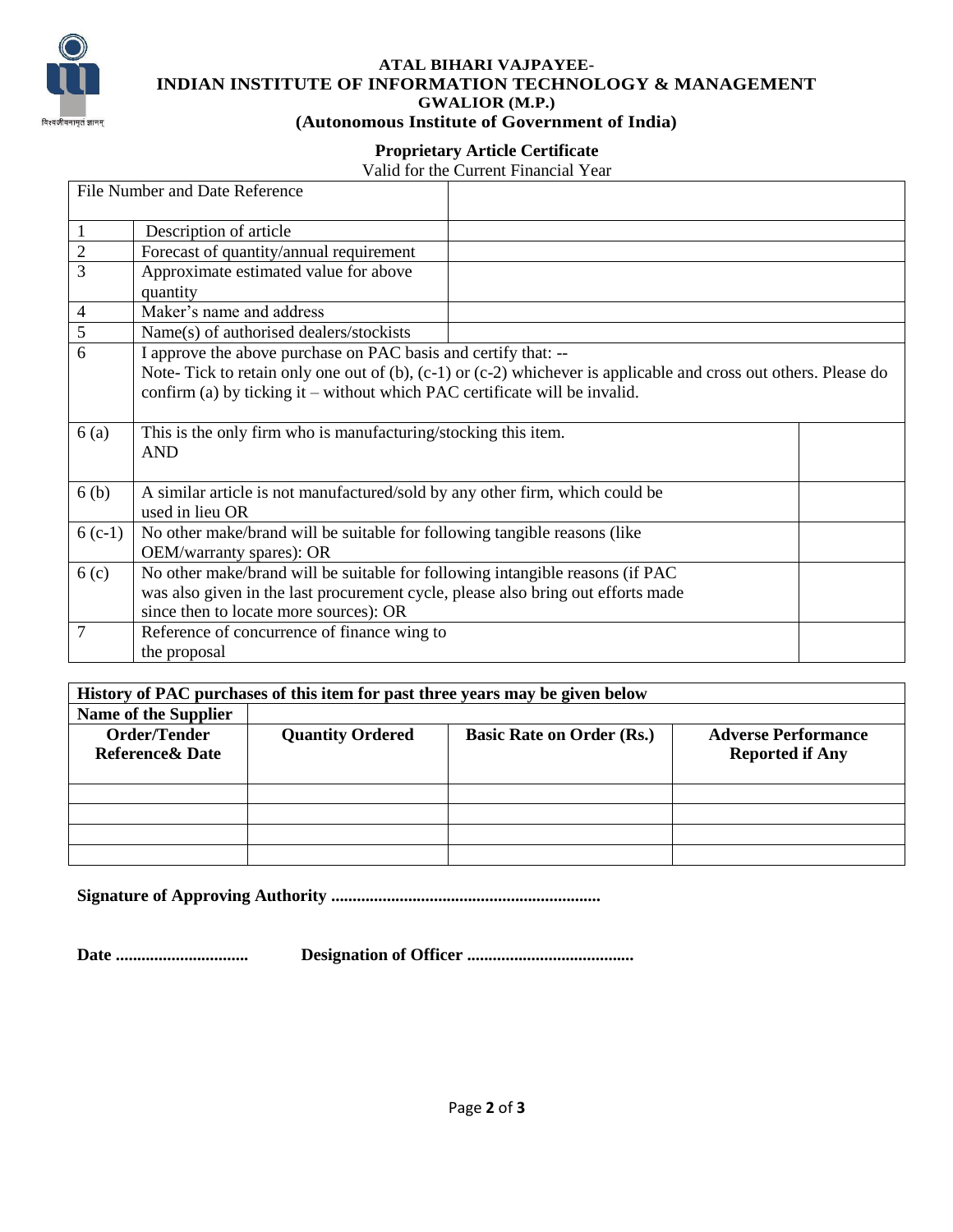**ATAL BIHARI VAJPAYEE-**
**INDIAN INSTITUTE OF INFORMATION TECHNOLOGY & MANAGEMENT**
**GWALIOR (M.P.)**
**(Autonomous Institute of Government of India)**

## Proprietary Article Certificate

Valid for the Current Financial Year

| File Number and Date Reference | | |
|---|---|---|
| 1 | Description of article | |
| 2 | Forecast of quantity/annual requirement | |
| 3 | Approximate estimated value for above quantity | |
| 4 | Maker's name and address | |
| 5 | Name(s) of authorised dealers/stockists | |
| 6 | I approve the above purchase on PAC basis and certify that: -- Note- Tick to retain only one out of (b), (c-1) or (c-2) whichever is applicable and cross out others. Please do confirm (a) by ticking it – without which PAC certificate will be invalid. | |
| 6 (a) | This is the only firm who is manufacturing/stocking this item. AND | |
| 6 (b) | A similar article is not manufactured/sold by any other firm, which could be used in lieu OR | |
| 6 (c-1) | No other make/brand will be suitable for following tangible reasons (like OEM/warranty spares): OR | |
| 6 (c) | No other make/brand will be suitable for following intangible reasons (if PAC was also given in the last procurement cycle, please also bring out efforts made since then to locate more sources): OR | |
| 7 | Reference of concurrence of finance wing to the proposal | |

| **History of PAC purchases of this item for past three years may be given below** | | | |
|---|---|---|---|
| **Name of the Supplier** | | | |
| **Order/Tender Reference& Date** | **Quantity Ordered** | **Basic Rate on Order (Rs.)** | **Adverse Performance Reported if Any** |
| | | | |
| | | | |
| | | | |
| | | | |

**Signature of Approving Authority ..............................................................**

**Date ..............................** **Designation of Officer .......................................**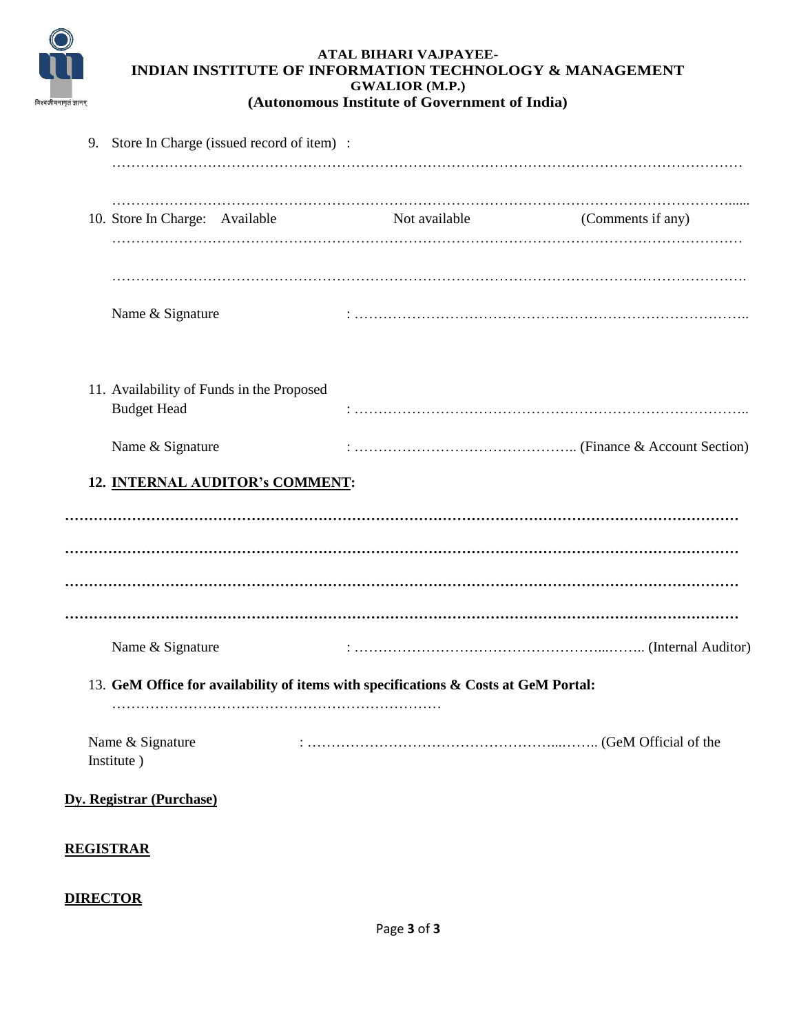**ATAL BIHARI VAJPAYEE-**
**INDIAN INSTITUTE OF INFORMATION TECHNOLOGY & MANAGEMENT**
**GWALIOR (M.P.)**
**(Autonomous Institute of Government of India)**

9. Store In Charge (issued record of item) :

………………………………………………………………………………………………………………

………………………………………………………………………………………………………………......

10. Store In Charge: Available Not available (Comments if any)

………………………………………………………………………………………………………………

………………………………………………………………………………………………………………

Name & Signature : ………………………………………………………………………………..

11. Availability of Funds in the Proposed Budget Head : ………………………………………………………………………………..

Name & Signature : ……………………………………….. (Finance & Account Section)

**12. INTERNAL AUDITOR's COMMENT:**

**………………………………………………………………………………………………………………**

**………………………………………………………………………………………………………………**

**………………………………………………………………………………………………………………**

**………………………………………………………………………………………………………………**

Name & Signature : …………………………………………...…….. (Internal Auditor)

13. **GeM Office for availability of items with specifications & Costs at GeM Portal:**

……………………………………………………………

Name & Signature : …………………………………………...…….. (GeM Official of the Institute )

**Dy. Registrar (Purchase)**

**REGISTRAR**

**DIRECTOR**